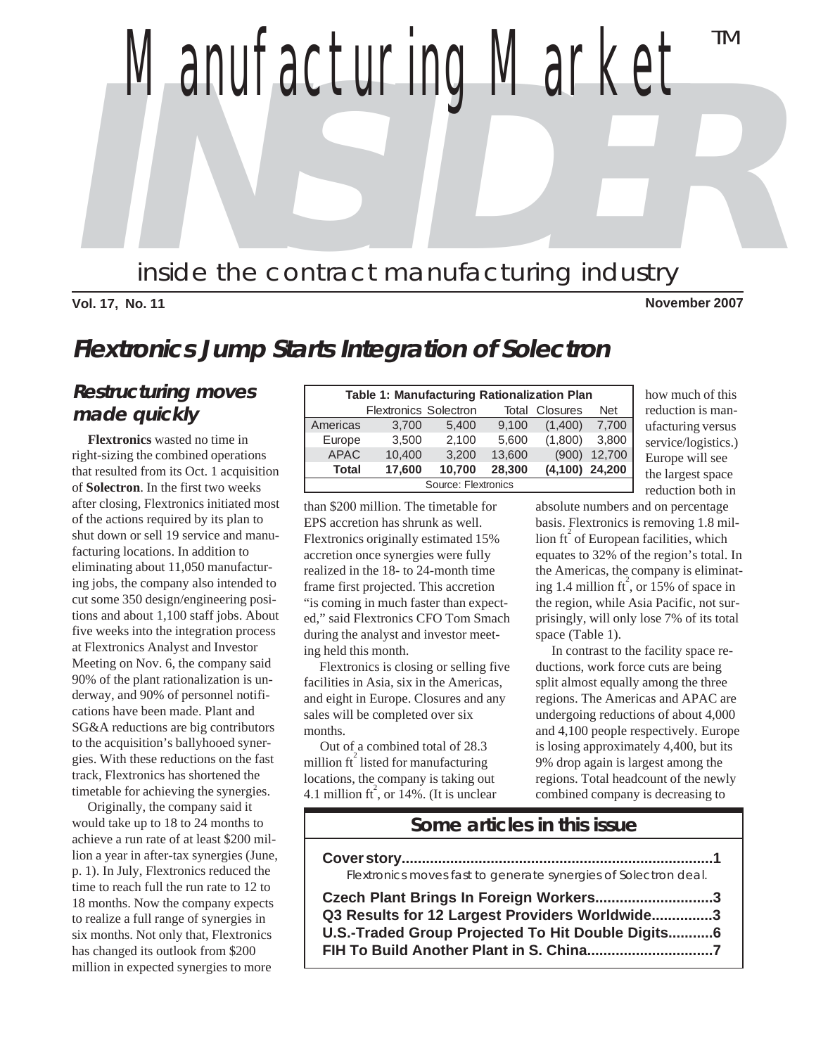# Manufacturing Market INSIDER™

inside the contract manufacturing industry

Vol. 17, No. 11 — November 2007

## Flextronics Jump Starts Integration of Solectron

### Restructuring moves made quickly

**Flextronics** wasted no time in right-sizing the combined operations that resulted from its Oct. 1 acquisition of **Solectron**. In the first two weeks after closing, Flextronics initiated most of the actions required by its plan to shut down or sell 19 service and manufacturing locations. In addition to eliminating about 11,050 manufacturing jobs, the company also intended to cut some 350 design/engineering positions and about 1,100 staff jobs. About five weeks into the integration process at Flextronics Analyst and Investor Meeting on Nov. 6, the company said 90% of the plant rationalization is underway, and 90% of personnel notifications have been made. Plant and SG&A reductions are big contributors to the acquisition's ballyhooed synergies. With these reductions on the fast track, Flextronics has shortened the timetable for achieving the synergies.

Originally, the company said it would take up to 18 to 24 months to achieve a run rate of at least \$200 million a year in after-tax synergies (June, p. 1). In July, Flextronics reduced the time to reach full the run rate to 12 to 18 months. Now the company expects to realize a full range of synergies in six months. Not only that, Flextronics has changed its outlook from \$200 million in expected synergies to more than \$200 million. The timetable for EPS accretion has shrunk as well. Flextronics originally estimated 15% accretion once synergies were fully realized in the 18- to 24-month time frame first projected. This accretion "is coming in much faster than expected," said Flextronics CFO Tom Smach during the analyst and investor meeting held this month.

| Table 1: Manufacturing Rationalization Plan | | | | | |
|---|---|---|---|---|---|
| | Flextronics | Solectron | Total | Closures | Net |
| Americas | 3,700 | 5,400 | 9,100 | (1,400) | 7,700 |
| Europe | 3,500 | 2,100 | 5,600 | (1,800) | 3,800 |
| APAC | 10,400 | 3,200 | 13,600 | (900) | 12,700 |
| **Total** | **17,600** | **10,700** | **28,300** | **(4,100)** | **24,200** |

Source: Flextronics

Flextronics is closing or selling five facilities in Asia, six in the Americas, and eight in Europe. Closures and any sales will be completed over six months.

Out of a combined total of 28.3 million $ft^2$ listed for manufacturing locations, the company is taking out 4.1 million $ft^2$, or 14%. (It is unclear how much of this reduction is manufacturing versus service/logistics.) Europe will see the largest space reduction both in absolute numbers and on percentage basis. Flextronics is removing 1.8 million $ft^2$ of European facilities, which equates to 32% of the region's total. In the Americas, the company is eliminating 1.4 million $ft^2$, or 15% of space in the region, while Asia Pacific, not surprisingly, will only lose 7% of its total space (Table 1).

In contrast to the facility space reductions, work force cuts are being split almost equally among the three regions. The Americas and APAC are undergoing reductions of about 4,000 and 4,100 people respectively. Europe is losing approximately 4,400, but its 9% drop again is largest among the regions. Total headcount of the newly combined company is decreasing to

### Some articles in this issue

**Cover story...1**
*Flextronics moves fast to generate synergies of Solectron deal.*

**Czech Plant Brings In Foreign Workers...3**
**Q3 Results for 12 Largest Providers Worldwide...3**
**U.S.-Traded Group Projected To Hit Double Digits...6**
**FIH To Build Another Plant in S. China...7**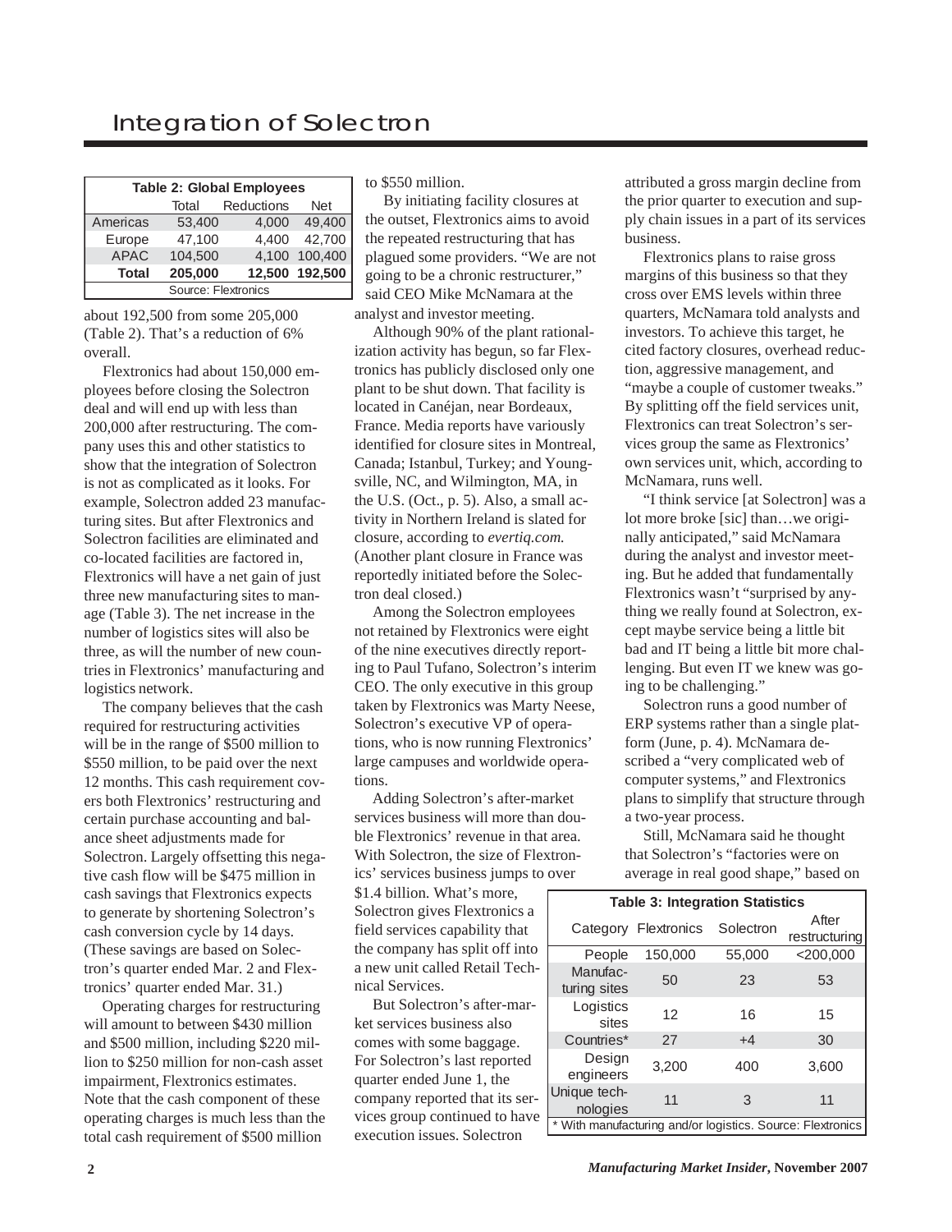# Integration of Solectron

| Table 2: Global Employees | | | |
|---|---|---|---|
| | Total | Reductions | Net |
| Americas | 53,400 | 4,000 | 49,400 |
| Europe | 47,100 | 4,400 | 42,700 |
| APAC | 104,500 | 4,100 | 100,400 |
| **Total** | **205,000** | **12,500** | **192,500** |

Source: Flextronics

about 192,500 from some 205,000 (Table 2). That's a reduction of 6% overall.

Flextronics had about 150,000 employees before closing the Solectron deal and will end up with less than 200,000 after restructuring. The company uses this and other statistics to show that the integration of Solectron is not as complicated as it looks. For example, Solectron added 23 manufacturing sites. But after Flextronics and Solectron facilities are eliminated and co-located facilities are factored in, Flextronics will have a net gain of just three new manufacturing sites to manage (Table 3). The net increase in the number of logistics sites will also be three, as will the number of new countries in Flextronics' manufacturing and logistics network.

The company believes that the cash required for restructuring activities will be in the range of $500 million to $550 million, to be paid over the next 12 months. This cash requirement covers both Flextronics' restructuring and certain purchase accounting and balance sheet adjustments made for Solectron. Largely offsetting this negative cash flow will be $475 million in cash savings that Flextronics expects to generate by shortening Solectron's cash conversion cycle by 14 days. (These savings are based on Solectron's quarter ended Mar. 2 and Flextronics' quarter ended Mar. 31.)

Operating charges for restructuring will amount to between $430 million and $500 million, including $220 million to $250 million for non-cash asset impairment, Flextronics estimates. Note that the cash component of these operating charges is much less than the total cash requirement of $500 million to $550 million.

By initiating facility closures at the outset, Flextronics aims to avoid the repeated restructuring that has plagued some providers. "We are not going to be a chronic restructurer," said CEO Mike McNamara at the analyst and investor meeting.

Although 90% of the plant rationalization activity has begun, so far Flextronics has publicly disclosed only one plant to be shut down. That facility is located in Canéjan, near Bordeaux, France. Media reports have variously identified for closure sites in Montreal, Canada; Istanbul, Turkey; and Youngsville, NC, and Wilmington, MA, in the U.S. (Oct., p. 5). Also, a small activity in Northern Ireland is slated for closure, according to *evertiq.com.* (Another plant closure in France was reportedly initiated before the Solectron deal closed.)

Among the Solectron employees not retained by Flextronics were eight of the nine executives directly reporting to Paul Tufano, Solectron's interim CEO. The only executive in this group taken by Flextronics was Marty Neese, Solectron's executive VP of operations, who is now running Flextronics' large campuses and worldwide operations.

Adding Solectron's after-market services business will more than double Flextronics' revenue in that area. With Solectron, the size of Flextronics' services business jumps to over $1.4 billion. What's more, Solectron gives Flextronics a field services capability that the company has split off into a new unit called Retail Technical Services.

But Solectron's after-market services business also comes with some baggage. For Solectron's last reported quarter ended June 1, the company reported that its services group continued to have execution issues. Solectron attributed a gross margin decline from the prior quarter to execution and supply chain issues in a part of its services business.

Flextronics plans to raise gross margins of this business so that they cross over EMS levels within three quarters, McNamara told analysts and investors. To achieve this target, he cited factory closures, overhead reduction, aggressive management, and "maybe a couple of customer tweaks." By splitting off the field services unit, Flextronics can treat Solectron's services group the same as Flextronics' own services unit, which, according to McNamara, runs well.

"I think service [at Solectron] was a lot more broke [sic] than…we originally anticipated," said McNamara during the analyst and investor meeting. But he added that fundamentally Flextronics wasn't "surprised by anything we really found at Solectron, except maybe service being a little bit bad and IT being a little bit more challenging. But even IT we knew was going to be challenging."

Solectron runs a good number of ERP systems rather than a single platform (June, p. 4). McNamara described a "very complicated web of computer systems," and Flextronics plans to simplify that structure through a two-year process.

Still, McNamara said he thought that Solectron's "factories were on average in real good shape," based on

| Table 3: Integration Statistics | | | |
|---|---|---|---|
| Category | Flextronics | Solectron | After restructuring |
| People | 150,000 | 55,000 | <200,000 |
| Manufacturing sites | 50 | 23 | 53 |
| Logistics sites | 12 | 16 | 15 |
| Countries* | 27 | +4 | 30 |
| Design engineers | 3,200 | 400 | 3,600 |
| Unique technologies | 11 | 3 | 11 |

\* With manufacturing and/or logistics. Source: Flextronics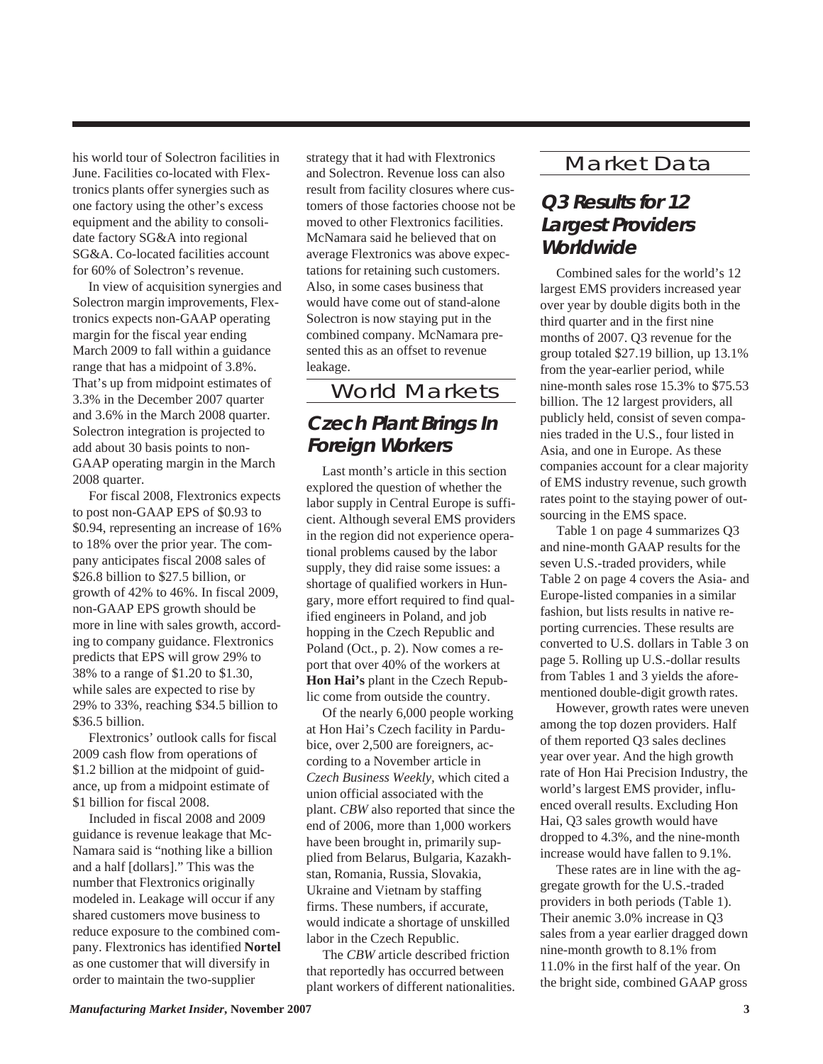his world tour of Solectron facilities in June. Facilities co-located with Flextronics plants offer synergies such as one factory using the other's excess equipment and the ability to consolidate factory SG&A into regional SG&A. Co-located facilities account for 60% of Solectron's revenue.

In view of acquisition synergies and Solectron margin improvements, Flextronics expects non-GAAP operating margin for the fiscal year ending March 2009 to fall within a guidance range that has a midpoint of 3.8%. That's up from midpoint estimates of 3.3% in the December 2007 quarter and 3.6% in the March 2008 quarter. Solectron integration is projected to add about 30 basis points to non-GAAP operating margin in the March 2008 quarter.

For fiscal 2008, Flextronics expects to post non-GAAP EPS of $0.93 to $0.94, representing an increase of 16% to 18% over the prior year. The company anticipates fiscal 2008 sales of $26.8 billion to $27.5 billion, or growth of 42% to 46%. In fiscal 2009, non-GAAP EPS growth should be more in line with sales growth, according to company guidance. Flextronics predicts that EPS will grow 29% to 38% to a range of $1.20 to $1.30, while sales are expected to rise by 29% to 33%, reaching $34.5 billion to $36.5 billion.

Flextronics' outlook calls for fiscal 2009 cash flow from operations of $1.2 billion at the midpoint of guidance, up from a midpoint estimate of $1 billion for fiscal 2008.

Included in fiscal 2008 and 2009 guidance is revenue leakage that McNamara said is "nothing like a billion and a half [dollars]." This was the number that Flextronics originally modeled in. Leakage will occur if any shared customers move business to reduce exposure to the combined company. Flextronics has identified **Nortel** as one customer that will diversify in order to maintain the two-supplier strategy that it had with Flextronics and Solectron. Revenue loss can also result from facility closures where customers of those factories choose not be moved to other Flextronics facilities. McNamara said he believed that on average Flextronics was above expectations for retaining such customers. Also, in some cases business that would have come out of stand-alone Solectron is now staying put in the combined company. McNamara presented this as an offset to revenue leakage.

## World Markets

### Czech Plant Brings In Foreign Workers

Last month's article in this section explored the question of whether the labor supply in Central Europe is sufficient. Although several EMS providers in the region did not experience operational problems caused by the labor supply, they did raise some issues: a shortage of qualified workers in Hungary, more effort required to find qualified engineers in Poland, and job hopping in the Czech Republic and Poland (Oct., p. 2). Now comes a report that over 40% of the workers at **Hon Hai's** plant in the Czech Republic come from outside the country.

Of the nearly 6,000 people working at Hon Hai's Czech facility in Pardubice, over 2,500 are foreigners, according to a November article in *Czech Business Weekly*, which cited a union official associated with the plant. *CBW* also reported that since the end of 2006, more than 1,000 workers have been brought in, primarily supplied from Belarus, Bulgaria, Kazakhstan, Romania, Russia, Slovakia, Ukraine and Vietnam by staffing firms. These numbers, if accurate, would indicate a shortage of unskilled labor in the Czech Republic.

The *CBW* article described friction that reportedly has occurred between plant workers of different nationalities.

## Market Data

### Q3 Results for 12 Largest Providers Worldwide

Combined sales for the world's 12 largest EMS providers increased year over year by double digits both in the third quarter and in the first nine months of 2007. Q3 revenue for the group totaled $27.19 billion, up 13.1% from the year-earlier period, while nine-month sales rose 15.3% to $75.53 billion. The 12 largest providers, all publicly held, consist of seven companies traded in the U.S., four listed in Asia, and one in Europe. As these companies account for a clear majority of EMS industry revenue, such growth rates point to the staying power of outsourcing in the EMS space.

Table 1 on page 4 summarizes Q3 and nine-month GAAP results for the seven U.S.-traded providers, while Table 2 on page 4 covers the Asia- and Europe-listed companies in a similar fashion, but lists results in native reporting currencies. These results are converted to U.S. dollars in Table 3 on page 5. Rolling up U.S.-dollar results from Tables 1 and 3 yields the aforementioned double-digit growth rates.

However, growth rates were uneven among the top dozen providers. Half of them reported Q3 sales declines year over year. And the high growth rate of Hon Hai Precision Industry, the world's largest EMS provider, influenced overall results. Excluding Hon Hai, Q3 sales growth would have dropped to 4.3%, and the nine-month increase would have fallen to 9.1%.

These rates are in line with the aggregate growth for the U.S.-traded providers in both periods (Table 1). Their anemic 3.0% increase in Q3 sales from a year earlier dragged down nine-month growth to 8.1% from 11.0% in the first half of the year. On the bright side, combined GAAP gross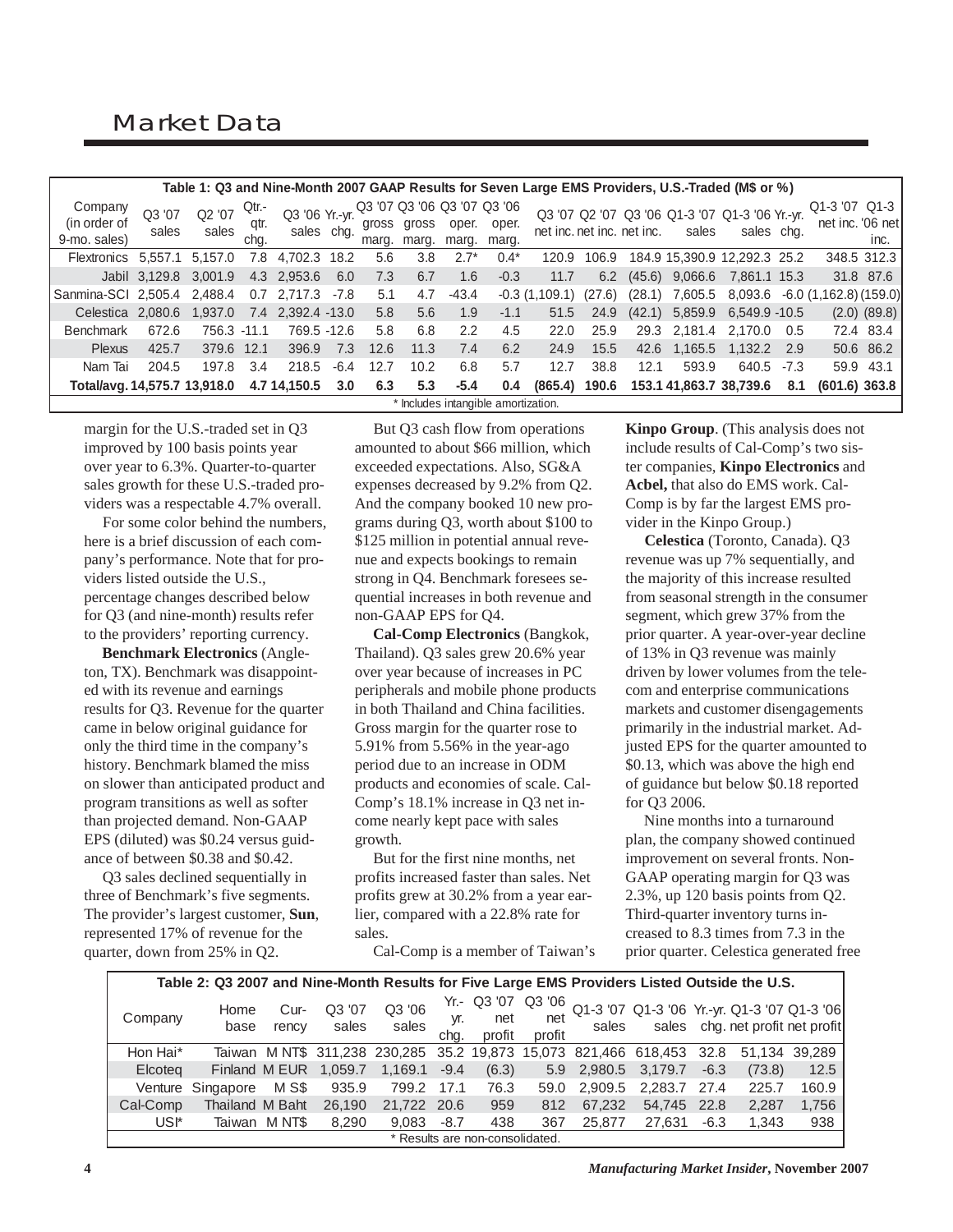# Market Data

| Table 1: Q3 and Nine-Month 2007 GAAP Results for Seven Large EMS Providers, U.S.-Traded (M$ or %) | | | | | | | | | | | | | | | | | | | |
|---|---|---|---|---|---|---|---|---|---|---|---|---|---|---|---|---|---|---|---|
| Company (in order of 9-mo. sales) | Q3 '07 sales | Q2 '07 sales | Qtr.-qtr. chg. | Q3 '06 sales | Yr.-yr. chg. | Q3 '07 gross marg. | Q3 '06 gross marg. | Q3 '07 oper. marg. | Q3 '06 oper. marg. | Q3 '07 net inc. | Q2 '07 net inc. | Q3 '06 net inc. | Q1-3 '07 sales | Q1-3 '06 sales | Yr.-yr. chg. | Q1-3 '07 net inc. | Q1-3 '06 net inc. |
| Flextronics | 5,557.1 | 5,157.0 | 7.8 | 4,702.3 | 18.2 | 5.6 | 3.8 | 2.7* | 0.4* | 120.9 | 106.9 | 184.9 | 15,390.9 | 12,292.3 | 25.2 | 348.5 | 312.3 |
| Jabil | 3,129.8 | 3,001.9 | 4.3 | 2,953.6 | 6.0 | 7.3 | 6.7 | 1.6 | -0.3 | 11.7 | 6.2 | (45.6) | 9,066.6 | 7,861.1 | 15.3 | 31.8 | 87.6 |
| Sanmina-SCI | 2,505.4 | 2,488.4 | 0.7 | 2,717.3 | -7.8 | 5.1 | 4.7 | -43.4 | -0.3 | (1,109.1) | (27.6) | (28.1) | 7,605.5 | 8,093.6 | -6.0 | (1,162.8) | (159.0) |
| Celestica | 2,080.6 | 1,937.0 | 7.4 | 2,392.4 | -13.0 | 5.8 | 5.6 | 1.9 | -1.1 | 51.5 | 24.9 | (42.1) | 5,859.9 | 6,549.9 | -10.5 | (2.0) | (89.8) |
| Benchmark | 672.6 | 756.3 | -11.1 | 769.5 | -12.6 | 5.8 | 6.8 | 2.2 | 4.5 | 22.0 | 25.9 | 29.3 | 2,181.4 | 2,170.0 | 0.5 | 72.4 | 83.4 |
| Plexus | 425.7 | 379.6 | 12.1 | 396.9 | 7.3 | 12.6 | 11.3 | 7.4 | 6.2 | 24.9 | 15.5 | 42.6 | 1,165.5 | 1,132.2 | 2.9 | 50.6 | 86.2 |
| Nam Tai | 204.5 | 197.8 | 3.4 | 218.5 | -6.4 | 12.7 | 10.2 | 6.8 | 5.7 | 12.7 | 38.8 | 12.1 | 593.9 | 640.5 | -7.3 | 59.9 | 43.1 |
| **Total/avg.** | **14,575.7** | **13,918.0** | **4.7** | **14,150.5** | **3.0** | **6.3** | **5.3** | **-5.4** | **0.4** | **(865.4)** | **190.6** | **153.1** | **41,863.7** | **38,739.6** | **8.1** | **(601.6)** | **363.8** |

\* Includes intangible amortization.

margin for the U.S.-traded set in Q3 improved by 100 basis points year over year to 6.3%. Quarter-to-quarter sales growth for these U.S.-traded providers was a respectable 4.7% overall.

For some color behind the numbers, here is a brief discussion of each company's performance. Note that for providers listed outside the U.S., percentage changes described below for Q3 (and nine-month) results refer to the providers' reporting currency.

**Benchmark Electronics** (Angleton, TX). Benchmark was disappointed with its revenue and earnings results for Q3. Revenue for the quarter came in below original guidance for only the third time in the company's history. Benchmark blamed the miss on slower than anticipated product and program transitions as well as softer than projected demand. Non-GAAP EPS (diluted) was $0.24 versus guidance of between $0.38 and $0.42.

Q3 sales declined sequentially in three of Benchmark's five segments. The provider's largest customer, **Sun**, represented 17% of revenue for the quarter, down from 25% in Q2.

But Q3 cash flow from operations amounted to about $66 million, which exceeded expectations. Also, SG&A expenses decreased by 9.2% from Q2. And the company booked 10 new programs during Q3, worth about $100 to $125 million in potential annual revenue and expects bookings to remain strong in Q4. Benchmark foresees sequential increases in both revenue and non-GAAP EPS for Q4.

**Cal-Comp Electronics** (Bangkok, Thailand). Q3 sales grew 20.6% year over year because of increases in PC peripherals and mobile phone products in both Thailand and China facilities. Gross margin for the quarter rose to 5.91% from 5.56% in the year-ago period due to an increase in ODM products and economies of scale. Cal-Comp's 18.1% increase in Q3 net income nearly kept pace with sales growth.

But for the first nine months, net profits increased faster than sales. Net profits grew at 30.2% from a year earlier, compared with a 22.8% rate for sales.

Cal-Comp is a member of Taiwan's **Kinpo Group**. (This analysis does not include results of Cal-Comp's two sister companies, **Kinpo Electronics** and **Acbel,** that also do EMS work. Cal-Comp is by far the largest EMS provider in the Kinpo Group.)

**Celestica** (Toronto, Canada). Q3 revenue was up 7% sequentially, and the majority of this increase resulted from seasonal strength in the consumer segment, which grew 37% from the prior quarter. A year-over-year decline of 13% in Q3 revenue was mainly driven by lower volumes from the telecom and enterprise communications markets and customer disengagements primarily in the industrial market. Adjusted EPS for the quarter amounted to $0.13, which was above the high end of guidance but below $0.18 reported for Q3 2006.

Nine months into a turnaround plan, the company showed continued improvement on several fronts. Non-GAAP operating margin for Q3 was 2.3%, up 120 basis points from Q2. Third-quarter inventory turns increased to 8.3 times from 7.3 in the prior quarter. Celestica generated free

| Table 2: Q3 2007 and Nine-Month Results for Five Large EMS Providers Listed Outside the U.S. | | | | | | | | | | | | | |
|---|---|---|---|---|---|---|---|---|---|---|---|---|---|
| Company | Home base | Currency | Q3 '07 sales | Q3 '06 sales | Yr.-yr. chg. | Q3 '07 net profit | Q3 '06 net profit | Q1-3 '07 sales | Q1-3 '06 sales | Yr.-yr. chg. | Q1-3 '07 net profit | Q1-3 '06 net profit |
| Hon Hai* | Taiwan | M NT$ | 311,238 | 230,285 | 35.2 | 19,873 | 15,073 | 821,466 | 618,453 | 32.8 | 51,134 | 39,289 |
| Elcoteq | Finland | M EUR | 1,059.7 | 1,169.1 | -9.4 | (6.3) | 5.9 | 2,980.5 | 3,179.7 | -6.3 | (73.8) | 12.5 |
| Venture | Singapore | M S$ | 935.9 | 799.2 | 17.1 | 76.3 | 59.0 | 2,909.5 | 2,283.7 | 27.4 | 225.7 | 160.9 |
| Cal-Comp | Thailand | M Baht | 26,190 | 21,722 | 20.6 | 959 | 812 | 67,232 | 54,745 | 22.8 | 2,287 | 1,756 |
| USI* | Taiwan | M NT$ | 8,290 | 9,083 | -8.7 | 438 | 367 | 25,877 | 27,631 | -6.3 | 1,343 | 938 |

\* Results are non-consolidated.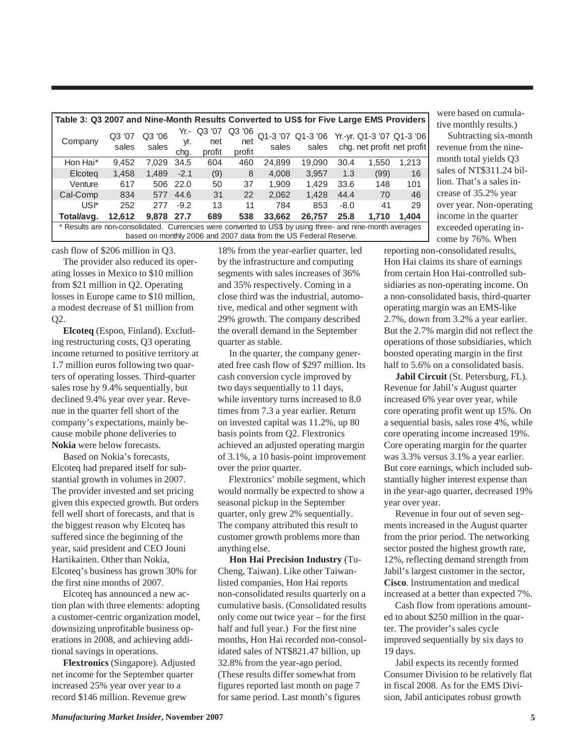**Table 3: Q3 2007 and Nine-Month Results Converted to US$ for Five Large EMS Providers**

| Company | Q3 '07 sales | Q3 '06 sales | Yr.-yr. chg. | Q3 '07 net profit | Q3 '06 net profit | Q1-3 '07 sales | Q1-3 '06 sales | Yr.-yr. chg. | Q1-3 '07 net profit | Q1-3 '06 net profit |
|---|---|---|---|---|---|---|---|---|---|---|
| Hon Hai* | 9,452 | 7,029 | 34.5 | 604 | 460 | 24,899 | 19,090 | 30.4 | 1,550 | 1,213 |
| Elcoteq | 1,458 | 1,489 | -2.1 | (9) | 8 | 4,008 | 3,957 | 1.3 | (99) | 16 |
| Venture | 617 | 506 | 22.0 | 50 | 37 | 1,909 | 1,429 | 33.6 | 148 | 101 |
| Cal-Comp | 834 | 577 | 44.6 | 31 | 22 | 2,062 | 1,428 | 44.4 | 70 | 46 |
| USI* | 252 | 277 | -9.2 | 13 | 11 | 784 | 853 | -8.0 | 41 | 29 |
| **Total/avg.** | **12,612** | **9,878** | **27.7** | **689** | **538** | **33,662** | **26,757** | **25.8** | **1,710** | **1,404** |

\* Results are non-consolidated. Currencies were converted to US$ by using three- and nine-month averages based on monthly 2006 and 2007 data from the US Federal Reserve.

cash flow of $206 million in Q3.

The provider also reduced its operating losses in Mexico to $10 million from $21 million in Q2. Operating losses in Europe came to $10 million, a modest decrease of $1 million from Q2.

**Elcoteq** (Espoo, Finland). Excluding restructuring costs, Q3 operating income returned to positive territory at 1.7 million euros following two quarters of operating losses. Third-quarter sales rose by 9.4% sequentially, but declined 9.4% year over year. Revenue in the quarter fell short of the company's expectations, mainly because mobile phone deliveries to **Nokia** were below forecasts.

Based on Nokia's forecasts, Elcoteq had prepared itself for substantial growth in volumes in 2007. The provider invested and set pricing given this expected growth. But orders fell well short of forecasts, and that is the biggest reason why Elcoteq has suffered since the beginning of the year, said president and CEO Jouni Hartikainen. Other than Nokia, Elcoteq's business has grown 30% for the first nine months of 2007.

Elcoteq has announced a new action plan with three elements: adopting a customer-centric organization model, downsizing unprofitable business operations in 2008, and achieving additional savings in operations.

**Flextronics** (Singapore). Adjusted net income for the September quarter increased 25% year over year to a record $146 million. Revenue grew 18% from the year-earlier quarter, led by the infrastructure and computing segments with sales increases of 36% and 35% respectively. Coming in a close third was the industrial, automotive, medical and other segment with 29% growth. The company described the overall demand in the September quarter as stable.

In the quarter, the company generated free cash flow of $297 million. Its cash conversion cycle improved by two days sequentially to 11 days, while inventory turns increased to 8.0 times from 7.3 a year earlier. Return on invested capital was 11.2%, up 80 basis points from Q2. Flextronics achieved an adjusted operating margin of 3.1%, a 10 basis-point improvement over the prior quarter.

Flextronics' mobile segment, which would normally be expected to show a seasonal pickup in the September quarter, only grew 2% sequentially. The company attributed this result to customer growth problems more than anything else.

**Hon Hai Precision Industry** (Tu-Cheng, Taiwan). Like other Taiwan-listed companies, Hon Hai reports non-consolidated results quarterly on a cumulative basis. (Consolidated results only come out twice year – for the first half and full year.) For the first nine months, Hon Hai recorded non-consolidated sales of NT$821.47 billion, up 32.8% from the year-ago period. (These results differ somewhat from figures reported last month on page 7 for same period. Last month's figures were based on cumulative monthly results.)

Subtracting six-month revenue from the nine-month total yields Q3 sales of NT$311.24 billion. That's a sales increase of 35.2% year over year. Non-operating income in the quarter exceeded operating income by 76%. When reporting non-consolidated results, Hon Hai claims its share of earnings from certain Hon Hai-controlled subsidiaries as non-operating income. On a non-consolidated basis, third-quarter operating margin was an EMS-like 2.7%, down from 3.2% a year earlier. But the 2.7% margin did not reflect the operations of those subsidiaries, which boosted operating margin in the first half to 5.6% on a consolidated basis.

**Jabil Circuit** (St. Petersburg, FL). Revenue for Jabil's August quarter increased 6% year over year, while core operating profit went up 15%. On a sequential basis, sales rose 4%, while core operating income increased 19%. Core operating margin for the quarter was 3.3% versus 3.1% a year earlier. But core earnings, which included substantially higher interest expense than in the year-ago quarter, decreased 19% year over year.

Revenue in four out of seven segments increased in the August quarter from the prior period. The networking sector posted the highest growth rate, 12%, reflecting demand strength from Jabil's largest customer in the sector, **Cisco**. Instrumentation and medical increased at a better than expected 7%.

Cash flow from operations amounted to about $250 million in the quarter. The provider's sales cycle improved sequentially by six days to 19 days.

Jabil expects its recently formed Consumer Division to be relatively flat in fiscal 2008. As for the EMS Division, Jabil anticipates robust growth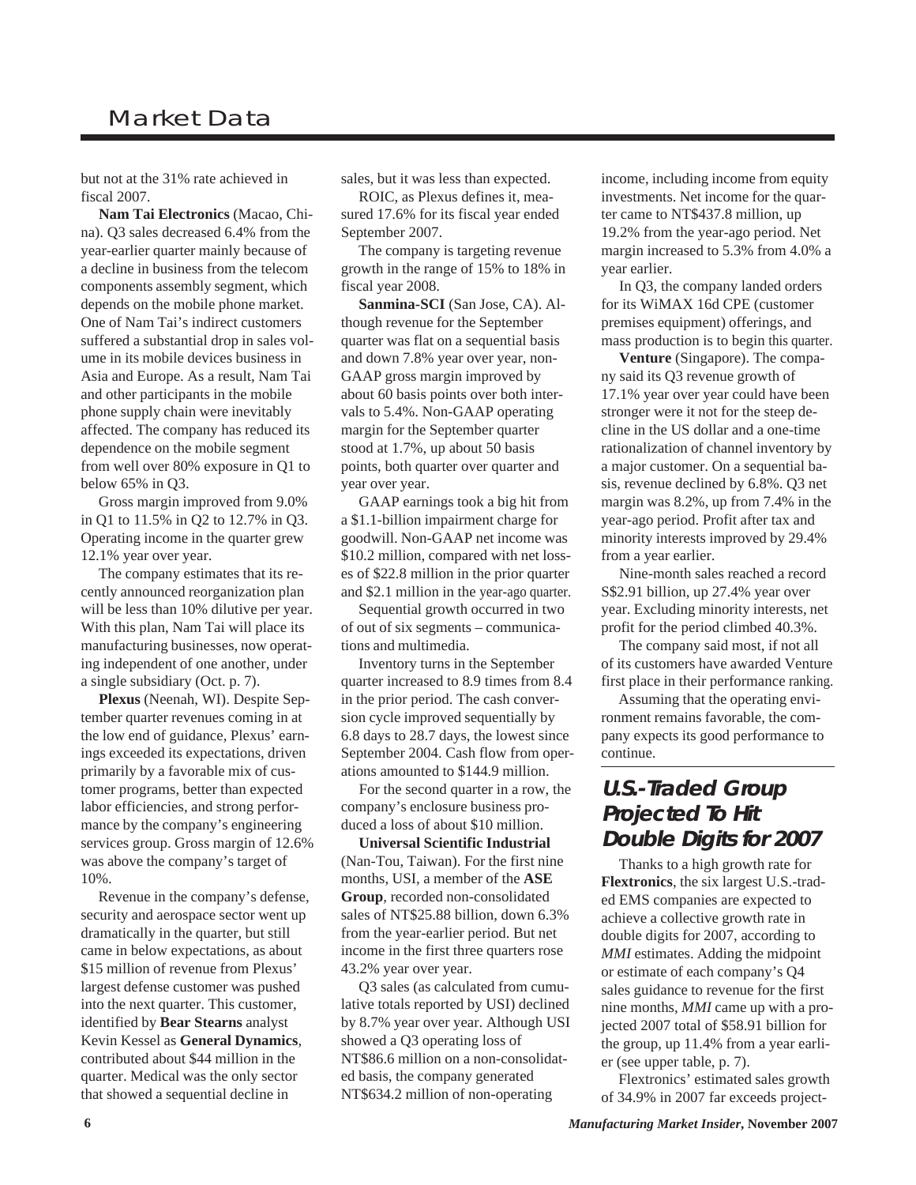but not at the 31% rate achieved in fiscal 2007.

**Nam Tai Electronics** (Macao, China). Q3 sales decreased 6.4% from the year-earlier quarter mainly because of a decline in business from the telecom components assembly segment, which depends on the mobile phone market. One of Nam Tai's indirect customers suffered a substantial drop in sales volume in its mobile devices business in Asia and Europe. As a result, Nam Tai and other participants in the mobile phone supply chain were inevitably affected. The company has reduced its dependence on the mobile segment from well over 80% exposure in Q1 to below 65% in Q3.

Gross margin improved from 9.0% in Q1 to 11.5% in Q2 to 12.7% in Q3. Operating income in the quarter grew 12.1% year over year.

The company estimates that its recently announced reorganization plan will be less than 10% dilutive per year. With this plan, Nam Tai will place its manufacturing businesses, now operating independent of one another, under a single subsidiary (Oct. p. 7).

**Plexus** (Neenah, WI). Despite September quarter revenues coming in at the low end of guidance, Plexus' earnings exceeded its expectations, driven primarily by a favorable mix of customer programs, better than expected labor efficiencies, and strong performance by the company's engineering services group. Gross margin of 12.6% was above the company's target of 10%.

Revenue in the company's defense, security and aerospace sector went up dramatically in the quarter, but still came in below expectations, as about \$15 million of revenue from Plexus' largest defense customer was pushed into the next quarter. This customer, identified by **Bear Stearns** analyst Kevin Kessel as **General Dynamics**, contributed about \$44 million in the quarter. Medical was the only sector that showed a sequential decline in sales, but it was less than expected.

ROIC, as Plexus defines it, measured 17.6% for its fiscal year ended September 2007.

The company is targeting revenue growth in the range of 15% to 18% in fiscal year 2008.

**Sanmina-SCI** (San Jose, CA). Although revenue for the September quarter was flat on a sequential basis and down 7.8% year over year, non-GAAP gross margin improved by about 60 basis points over both intervals to 5.4%. Non-GAAP operating margin for the September quarter stood at 1.7%, up about 50 basis points, both quarter over quarter and year over year.

GAAP earnings took a big hit from a \$1.1-billion impairment charge for goodwill. Non-GAAP net income was \$10.2 million, compared with net losses of \$22.8 million in the prior quarter and \$2.1 million in the year-ago quarter.

Sequential growth occurred in two of out of six segments – communications and multimedia.

Inventory turns in the September quarter increased to 8.9 times from 8.4 in the prior period. The cash conversion cycle improved sequentially by 6.8 days to 28.7 days, the lowest since September 2004. Cash flow from operations amounted to \$144.9 million.

For the second quarter in a row, the company's enclosure business produced a loss of about \$10 million.

**Universal Scientific Industrial** (Nan-Tou, Taiwan). For the first nine months, USI, a member of the **ASE Group**, recorded non-consolidated sales of NT\$25.88 billion, down 6.3% from the year-earlier period. But net income in the first three quarters rose 43.2% year over year.

Q3 sales (as calculated from cumulative totals reported by USI) declined by 8.7% year over year. Although USI showed a Q3 operating loss of NT\$86.6 million on a non-consolidated basis, the company generated NT\$634.2 million of non-operating income, including income from equity investments. Net income for the quarter came to NT\$437.8 million, up 19.2% from the year-ago period. Net margin increased to 5.3% from 4.0% a year earlier.

In Q3, the company landed orders for its WiMAX 16d CPE (customer premises equipment) offerings, and mass production is to begin this quarter.

**Venture** (Singapore). The company said its Q3 revenue growth of 17.1% year over year could have been stronger were it not for the steep decline in the US dollar and a one-time rationalization of channel inventory by a major customer. On a sequential basis, revenue declined by 6.8%. Q3 net margin was 8.2%, up from 7.4% in the year-ago period. Profit after tax and minority interests improved by 29.4% from a year earlier.

Nine-month sales reached a record S\$2.91 billion, up 27.4% year over year. Excluding minority interests, net profit for the period climbed 40.3%.

The company said most, if not all of its customers have awarded Venture first place in their performance ranking.

Assuming that the operating environment remains favorable, the company expects its good performance to continue.

## U.S.-Traded Group Projected To Hit Double Digits for 2007

Thanks to a high growth rate for **Flextronics**, the six largest U.S.-traded EMS companies are expected to achieve a collective growth rate in double digits for 2007, according to *MMI* estimates. Adding the midpoint or estimate of each company's Q4 sales guidance to revenue for the first nine months, *MMI* came up with a projected 2007 total of \$58.91 billion for the group, up 11.4% from a year earlier (see upper table, p. 7).

Flextronics' estimated sales growth of 34.9% in 2007 far exceeds project-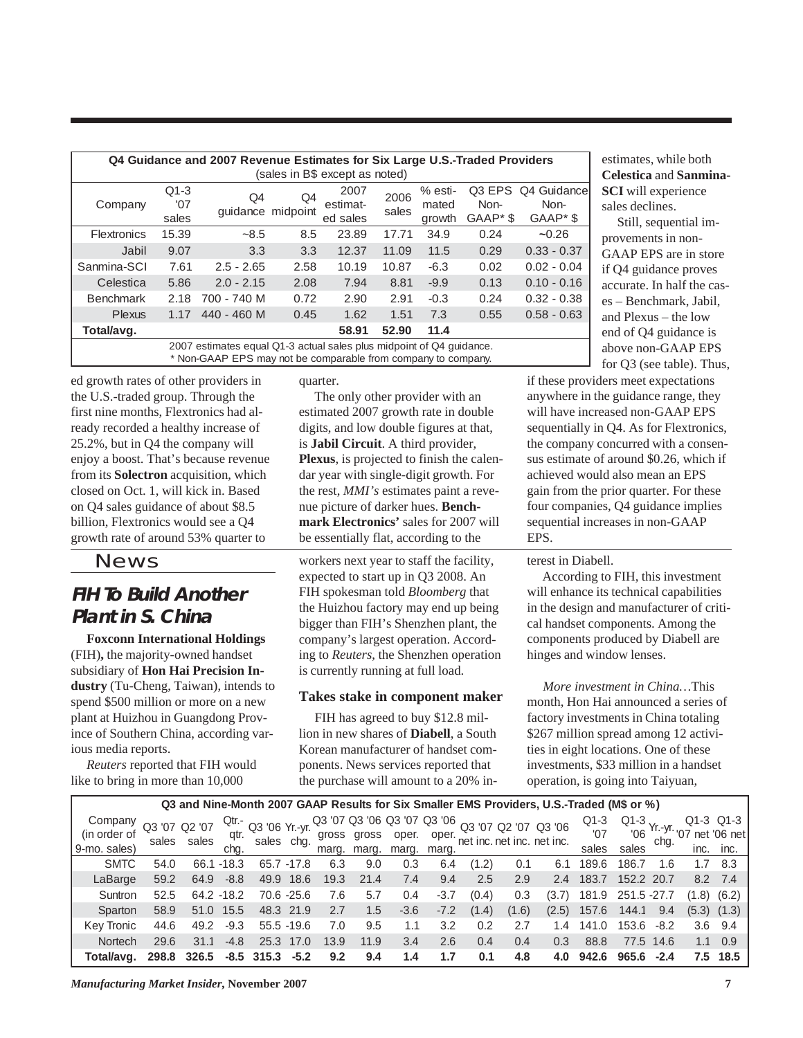| Q4 Guidance and 2007 Revenue Estimates for Six Large U.S.-Traded Providers (sales in B$ except as noted) | | | | | | | | |
|---|---|---|---|---|---|---|---|---|
| Company | Q1-3 '07 sales | Q4 guidance | Q4 midpoint | 2007 estimated sales | 2006 sales | % estimated growth | Q3 EPS Non-GAAP* $ | Q4 Guidance Non-GAAP* $ |
| Flextronics | 15.39 | ~8.5 | 8.5 | 23.89 | 17.71 | 34.9 | 0.24 | ~0.26 |
| Jabil | 9.07 | 3.3 | 3.3 | 12.37 | 11.09 | 11.5 | 0.29 | 0.33 - 0.37 |
| Sanmina-SCI | 7.61 | 2.5 - 2.65 | 2.58 | 10.19 | 10.87 | -6.3 | 0.02 | 0.02 - 0.04 |
| Celestica | 5.86 | 2.0 - 2.15 | 2.08 | 7.94 | 8.81 | -9.9 | 0.13 | 0.10 - 0.16 |
| Benchmark | 2.18 | 700 - 740 M | 0.72 | 2.90 | 2.91 | -0.3 | 0.24 | 0.32 - 0.38 |
| Plexus | 1.17 | 440 - 460 M | 0.45 | 1.62 | 1.51 | 7.3 | 0.55 | 0.58 - 0.63 |
| **Total/avg.** | | | | **58.91** | **52.90** | **11.4** | | |

2007 estimates equal Q1-3 actual sales plus midpoint of Q4 guidance.
* Non-GAAP EPS may not be comparable from company to company.

ed growth rates of other providers in the U.S.-traded group. Through the first nine months, Flextronics had already recorded a healthy increase of 25.2%, but in Q4 the company will enjoy a boost. That's because revenue from its **Solectron** acquisition, which closed on Oct. 1, will kick in. Based on Q4 sales guidance of about $8.5 billion, Flextronics would see a Q4 growth rate of around 53% quarter to quarter.

The only other provider with an estimated 2007 growth rate in double digits, and low double figures at that, is **Jabil Circuit**. A third provider, **Plexus**, is projected to finish the calendar year with single-digit growth. For the rest, *MMI's* estimates paint a revenue picture of darker hues. **Benchmark Electronics'** sales for 2007 will be essentially flat, according to the estimates, while both **Celestica** and **Sanmina-SCI** will experience sales declines.

Still, sequential improvements in non-GAAP EPS are in store if Q4 guidance proves accurate. In half the cases – Benchmark, Jabil, and Plexus – the low end of Q4 guidance is above non-GAAP EPS for Q3 (see table). Thus, if these providers meet expectations anywhere in the guidance range, they will have increased non-GAAP EPS sequentially in Q4. As for Flextronics, the company concurred with a consensus estimate of around $0.26, which if achieved would also mean an EPS gain from the prior quarter. For these four companies, Q4 guidance implies sequential increases in non-GAAP EPS.

## News

### FIH To Build Another Plant in S. China

**Foxconn International Holdings** (FIH)**,** the majority-owned handset subsidiary of **Hon Hai Precision Industry** (Tu-Cheng, Taiwan), intends to spend $500 million or more on a new plant at Huizhou in Guangdong Province of Southern China, according various media reports.

*Reuters* reported that FIH would like to bring in more than 10,000 workers next year to staff the facility, expected to start up in Q3 2008. An FIH spokesman told *Bloomberg* that the Huizhou factory may end up being bigger than FIH's Shenzhen plant, the company's largest operation. According to *Reuters*, the Shenzhen operation is currently running at full load.

#### Takes stake in component maker

FIH has agreed to buy $12.8 million in new shares of **Diabell**, a South Korean manufacturer of handset components. News services reported that the purchase will amount to a 20% interest in Diabell.

According to FIH, this investment will enhance its technical capabilities in the design and manufacturer of critical handset components. Among the components produced by Diabell are hinges and window lenses.

*More investment in China…*This month, Hon Hai announced a series of factory investments in China totaling $267 million spread among 12 activities in eight locations. One of these investments, $33 million in a handset operation, is going into Taiyuan,

| Q3 and Nine-Month 2007 GAAP Results for Six Smaller EMS Providers, U.S.-Traded (M$ or %) | | | | | | | | | | | | | | | | | | |
|---|---|---|---|---|---|---|---|---|---|---|---|---|---|---|---|---|---|---|
| Company (in order of 9-mo. sales) | Q3 '07 sales | Q2 '07 sales | Qtr.-qtr. chg. | Q3 '06 sales | Yr.-yr. chg. | Q3 '07 gross marg. | Q3 '06 gross marg. | Q3 '07 oper. marg. | Q3 '06 oper. marg. | Q3 '07 net inc. | Q2 '07 net inc. | Q3 '06 net inc. | Q1-3 '07 sales | Q1-3 '06 sales | Yr.-yr. chg. | Q1-3 '07 net inc. | Q1-3 '06 net inc. |
| SMTC | 54.0 | 66.1 | -18.3 | 65.7 | -17.8 | 6.3 | 9.0 | 0.3 | 6.4 | (1.2) | 0.1 | 6.1 | 189.6 | 186.7 | 1.6 | 1.7 | 8.3 |
| LaBarge | 59.2 | 64.9 | -8.8 | 49.9 | 18.6 | 19.3 | 21.4 | 7.4 | 9.4 | 2.5 | 2.9 | 2.4 | 183.7 | 152.2 | 20.7 | 8.2 | 7.4 |
| Suntron | 52.5 | 64.2 | -18.2 | 70.6 | -25.6 | 7.6 | 5.7 | 0.4 | -3.7 | (0.4) | 0.3 | (3.7) | 181.9 | 251.5 | -27.7 | (1.8) | (6.2) |
| Sparton | 58.9 | 51.0 | 15.5 | 48.3 | 21.9 | 2.7 | 1.5 | -3.6 | -7.2 | (1.4) | (1.6) | (2.5) | 157.6 | 144.1 | 9.4 | (5.3) | (1.3) |
| Key Tronic | 44.6 | 49.2 | -9.3 | 55.5 | -19.6 | 7.0 | 9.5 | 1.1 | 3.2 | 0.2 | 2.7 | 1.4 | 141.0 | 153.6 | -8.2 | 3.6 | 9.4 |
| Nortech | 29.6 | 31.1 | -4.8 | 25.3 | 17.0 | 13.9 | 11.9 | 3.4 | 2.6 | 0.4 | 0.4 | 0.3 | 88.8 | 77.5 | 14.6 | 1.1 | 0.9 |
| **Total/avg.** | **298.8** | **326.5** | **-8.5** | **315.3** | **-5.2** | **9.2** | **9.4** | **1.4** | **1.7** | **0.1** | **4.8** | **4.0** | **942.6** | **965.6** | **-2.4** | **7.5** | **18.5** |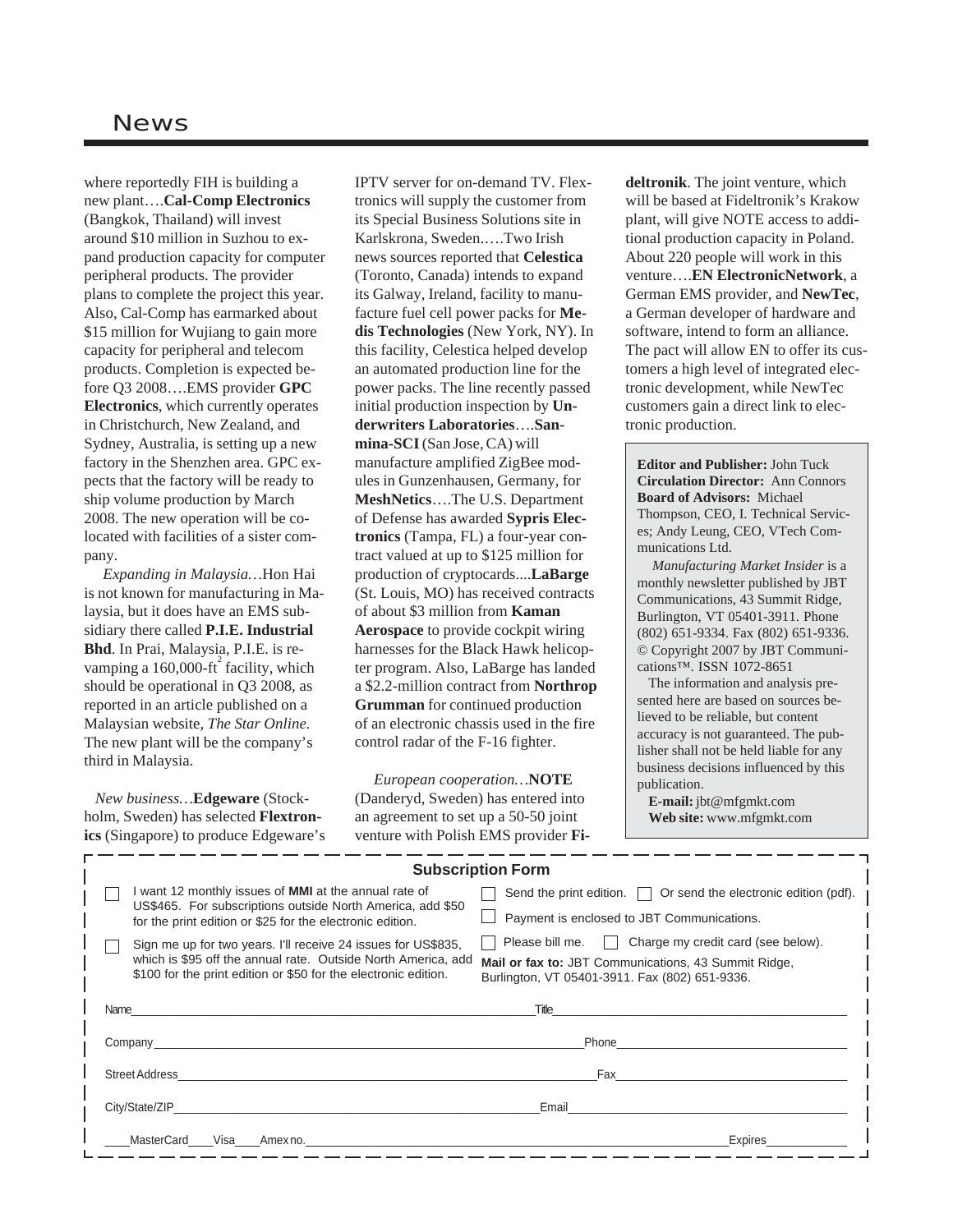# News

where reportedly FIH is building a new plant….**Cal-Comp Electronics** (Bangkok, Thailand) will invest around $10 million in Suzhou to expand production capacity for computer peripheral products. The provider plans to complete the project this year. Also, Cal-Comp has earmarked about $15 million for Wujiang to gain more capacity for peripheral and telecom products. Completion is expected before Q3 2008….EMS provider **GPC Electronics**, which currently operates in Christchurch, New Zealand, and Sydney, Australia, is setting up a new factory in the Shenzhen area. GPC expects that the factory will be ready to ship volume production by March 2008. The new operation will be co-located with facilities of a sister company.

*Expanding in Malaysia…*Hon Hai is not known for manufacturing in Malaysia, but it does have an EMS subsidiary there called **P.I.E. Industrial Bhd**. In Prai, Malaysia, P.I.E. is revamping a 160,000-ft$^2$ facility, which should be operational in Q3 2008, as reported in an article published on a Malaysian website, *The Star Online.* The new plant will be the company's third in Malaysia.

*New business…***Edgeware** (Stockholm, Sweden) has selected **Flextronics** (Singapore) to produce Edgeware's IPTV server for on-demand TV. Flextronics will supply the customer from its Special Business Solutions site in Karlskrona, Sweden.….Two Irish news sources reported that **Celestica** (Toronto, Canada) intends to expand its Galway, Ireland, facility to manufacture fuel cell power packs for **Medis Technologies** (New York, NY). In this facility, Celestica helped develop an automated production line for the power packs. The line recently passed initial production inspection by **Underwriters Laboratories**….**Sanmina-SCI** (San Jose, CA) will manufacture amplified ZigBee modules in Gunzenhausen, Germany, for **MeshNetics**….The U.S. Department of Defense has awarded **Sypris Electronics** (Tampa, FL) a four-year contract valued at up to $125 million for production of cryptocards....**LaBarge** (St. Louis, MO) has received contracts of about $3 million from **Kaman Aerospace** to provide cockpit wiring harnesses for the Black Hawk helicopter program. Also, LaBarge has landed a $2.2-million contract from **Northrop Grumman** for continued production of an electronic chassis used in the fire control radar of the F-16 fighter.

*European cooperation…***NOTE** (Danderyd, Sweden) has entered into an agreement to set up a 50-50 joint venture with Polish EMS provider **Fideltronik**. The joint venture, which will be based at Fideltronik's Krakow plant, will give NOTE access to additional production capacity in Poland. About 220 people will work in this venture….**EN ElectronicNetwork**, a German EMS provider, and **NewTec**, a German developer of hardware and software, intend to form an alliance. The pact will allow EN to offer its customers a high level of integrated electronic development, while NewTec customers gain a direct link to electronic production.

**Editor and Publisher:** John Tuck
**Circulation Director:** Ann Connors
**Board of Advisors:** Michael Thompson, CEO, I. Technical Services; Andy Leung, CEO, VTech Communications Ltd.

*Manufacturing Market Insider* is a monthly newsletter published by JBT Communications, 43 Summit Ridge, Burlington, VT 05401-3911. Phone (802) 651-9334. Fax (802) 651-9336. © Copyright 2007 by JBT Communications™. ISSN 1072-8651

The information and analysis presented here are based on sources believed to be reliable, but content accuracy is not guaranteed. The publisher shall not be held liable for any business decisions influenced by this publication.

**E-mail:** jbt@mfgmkt.com
**Web site:** www.mfgmkt.com

## Subscription Form

☐ I want 12 monthly issues of **MMI** at the annual rate of US$465. For subscriptions outside North America, add $50 for the print edition or $25 for the electronic edition.

☐ Sign me up for two years. I'll receive 24 issues for US$835, which is $95 off the annual rate. Outside North America, add $100 for the print edition or $50 for the electronic edition.

☐ Send the print edition. ☐ Or send the electronic edition (pdf).

☐ Payment is enclosed to JBT Communications.

☐ Please bill me. ☐ Charge my credit card (see below).

**Mail or fax to:** JBT Communications, 43 Summit Ridge, Burlington, VT 05401-3911. Fax (802) 651-9336.

Name\_\_\_\_\_\_\_\_\_\_ Title\_\_\_\_\_\_\_\_\_\_

Company\_\_\_\_\_\_\_\_\_\_ Phone\_\_\_\_\_\_\_\_\_\_

Street Address\_\_\_\_\_\_\_\_\_\_ Fax\_\_\_\_\_\_\_\_\_\_

City/State/ZIP\_\_\_\_\_\_\_\_\_\_ Email\_\_\_\_\_\_\_\_\_\_

\_\_\_\_MasterCard\_\_\_\_Visa\_\_\_\_Amex no.\_\_\_\_\_\_\_\_\_\_ Expires\_\_\_\_\_\_\_\_\_\_